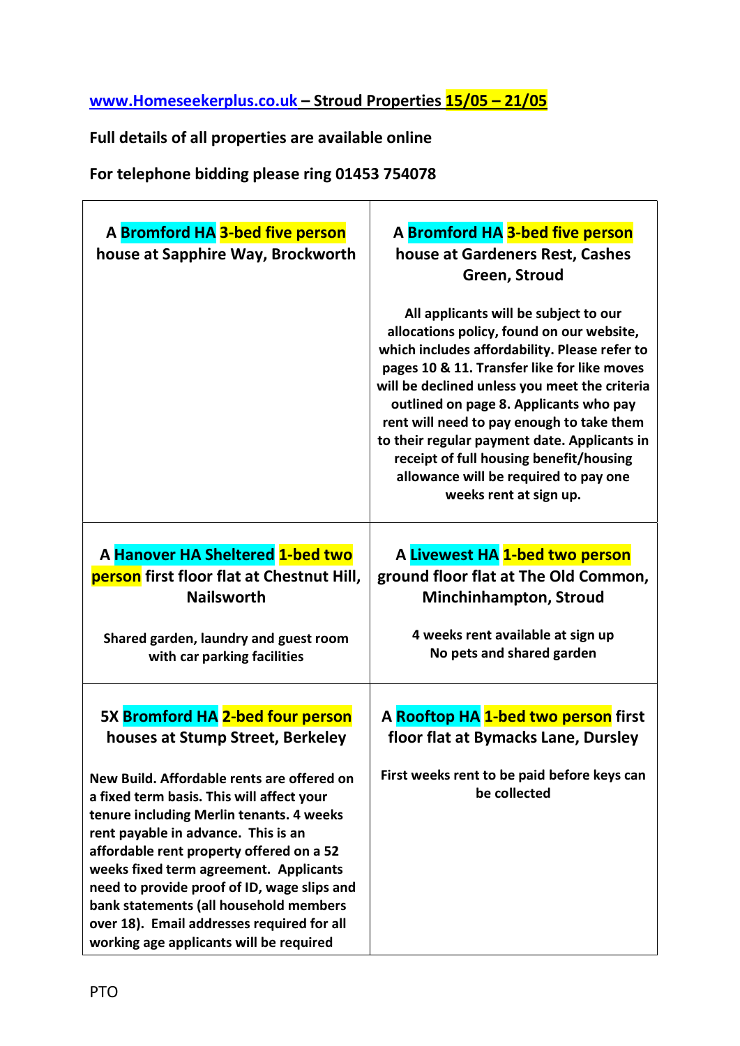**[www.Homeseekerplus.co.uk](http://www.Homeseekerplus.co.uk) – Stroud Properties 15/05 – 21/05**

**Full details of all properties are available online**

**For telephone bidding please ring 01453 754078**

| | |
|---|---|
| **A Bromford HA 3-bed five person house at Sapphire Way, Brockworth** | **A Bromford HA 3-bed five person house at Gardeners Rest, Cashes Green, Stroud**<br><br>**All applicants will be subject to our allocations policy, found on our website, which includes affordability. Please refer to pages 10 & 11. Transfer like for like moves will be declined unless you meet the criteria outlined on page 8. Applicants who pay rent will need to pay enough to take them to their regular payment date. Applicants in receipt of full housing benefit/housing allowance will be required to pay one weeks rent at sign up.** |
| **A Hanover HA Sheltered 1-bed two person first floor flat at Chestnut Hill, Nailsworth**<br><br>**Shared garden, laundry and guest room with car parking facilities** | **A Livewest HA 1-bed two person ground floor flat at The Old Common, Minchinhampton, Stroud**<br><br>**4 weeks rent available at sign up**<br>**No pets and shared garden** |
| **5X Bromford HA 2-bed four person houses at Stump Street, Berkeley**<br><br>**New Build. Affordable rents are offered on a fixed term basis. This will affect your tenure including Merlin tenants. 4 weeks rent payable in advance. This is an affordable rent property offered on a 52 weeks fixed term agreement. Applicants need to provide proof of ID, wage slips and bank statements (all household members over 18). Email addresses required for all working age applicants will be required** | **A Rooftop HA 1-bed two person first floor flat at Bymacks Lane, Dursley**<br><br>**First weeks rent to be paid before keys can be collected** |

PTO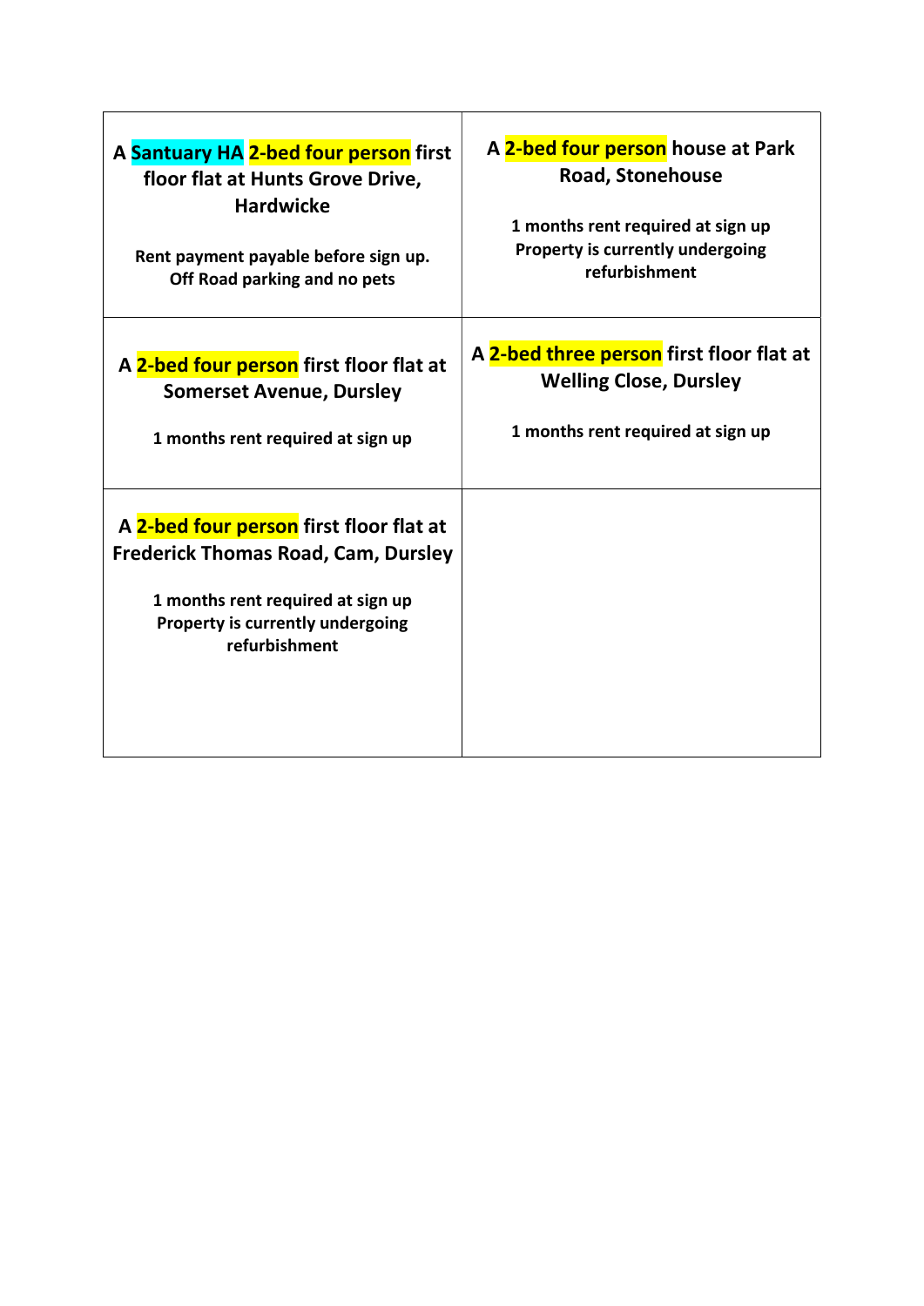| | |
|---|---|
| **A Santuary HA 2-bed four person first floor flat at Hunts Grove Drive, Hardwicke**<br><br>**Rent payment payable before sign up.**<br>**Off Road parking and no pets** | **A 2-bed four person house at Park Road, Stonehouse**<br><br>**1 months rent required at sign up**<br>**Property is currently undergoing refurbishment** |
| **A 2-bed four person first floor flat at Somerset Avenue, Dursley**<br><br>**1 months rent required at sign up** | **A 2-bed three person first floor flat at Welling Close, Dursley**<br><br>**1 months rent required at sign up** |
| **A 2-bed four person first floor flat at Frederick Thomas Road, Cam, Dursley**<br><br>**1 months rent required at sign up**<br>**Property is currently undergoing refurbishment** | |